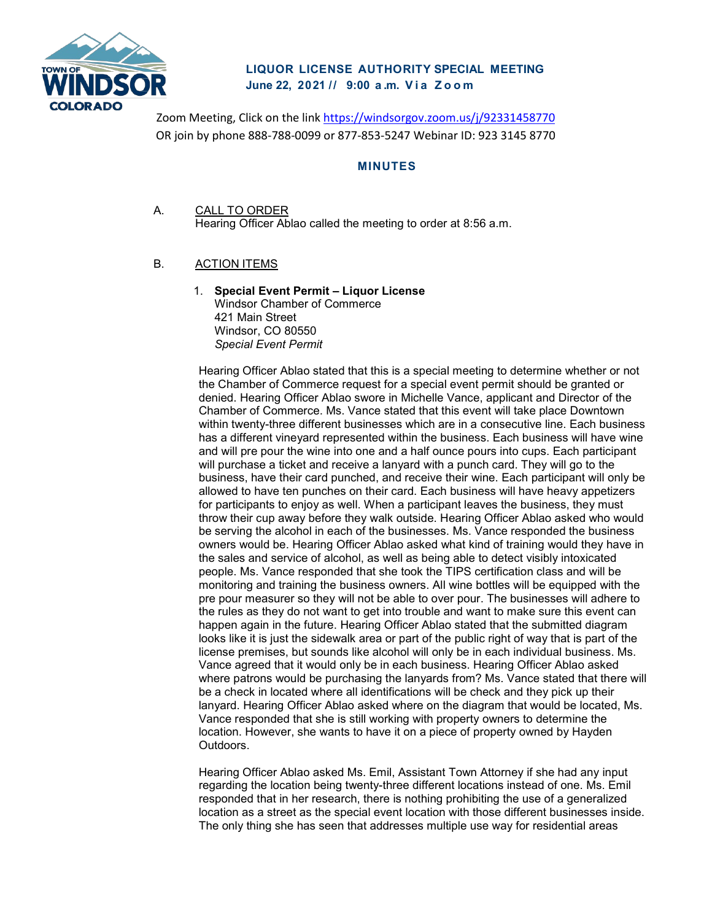# LIQUOR LICENSE AUTHORITY SPECIAL MEETING

**June 22, 2021 // 9:00 a.m. Via Zoom**

Zoom Meeting, Click on the link https://windsorgov.zoom.us/j/92331458770
OR join by phone 888-788-0099 or 877-853-5247 Webinar ID: 923 3145 8770

## MINUTES

A. CALL TO ORDER
Hearing Officer Ablao called the meeting to order at 8:56 a.m.

B. ACTION ITEMS

1. **Special Event Permit – Liquor License**
   Windsor Chamber of Commerce
   421 Main Street
   Windsor, CO 80550
   *Special Event Permit*

Hearing Officer Ablao stated that this is a special meeting to determine whether or not the Chamber of Commerce request for a special event permit should be granted or denied. Hearing Officer Ablao swore in Michelle Vance, applicant and Director of the Chamber of Commerce. Ms. Vance stated that this event will take place Downtown within twenty-three different businesses which are in a consecutive line. Each business has a different vineyard represented within the business. Each business will have wine and will pre pour the wine into one and a half ounce pours into cups. Each participant will purchase a ticket and receive a lanyard with a punch card. They will go to the business, have their card punched, and receive their wine. Each participant will only be allowed to have ten punches on their card. Each business will have heavy appetizers for participants to enjoy as well. When a participant leaves the business, they must throw their cup away before they walk outside. Hearing Officer Ablao asked who would be serving the alcohol in each of the businesses. Ms. Vance responded the business owners would be. Hearing Officer Ablao asked what kind of training would they have in the sales and service of alcohol, as well as being able to detect visibly intoxicated people. Ms. Vance responded that she took the TIPS certification class and will be monitoring and training the business owners. All wine bottles will be equipped with the pre pour measurer so they will not be able to over pour. The businesses will adhere to the rules as they do not want to get into trouble and want to make sure this event can happen again in the future. Hearing Officer Ablao stated that the submitted diagram looks like it is just the sidewalk area or part of the public right of way that is part of the license premises, but sounds like alcohol will only be in each individual business. Ms. Vance agreed that it would only be in each business. Hearing Officer Ablao asked where patrons would be purchasing the lanyards from? Ms. Vance stated that there will be a check in located where all identifications will be check and they pick up their lanyard. Hearing Officer Ablao asked where on the diagram that would be located, Ms. Vance responded that she is still working with property owners to determine the location. However, she wants to have it on a piece of property owned by Hayden Outdoors.

Hearing Officer Ablao asked Ms. Emil, Assistant Town Attorney if she had any input regarding the location being twenty-three different locations instead of one. Ms. Emil responded that in her research, there is nothing prohibiting the use of a generalized location as a street as the special event location with those different businesses inside. The only thing she has seen that addresses multiple use way for residential areas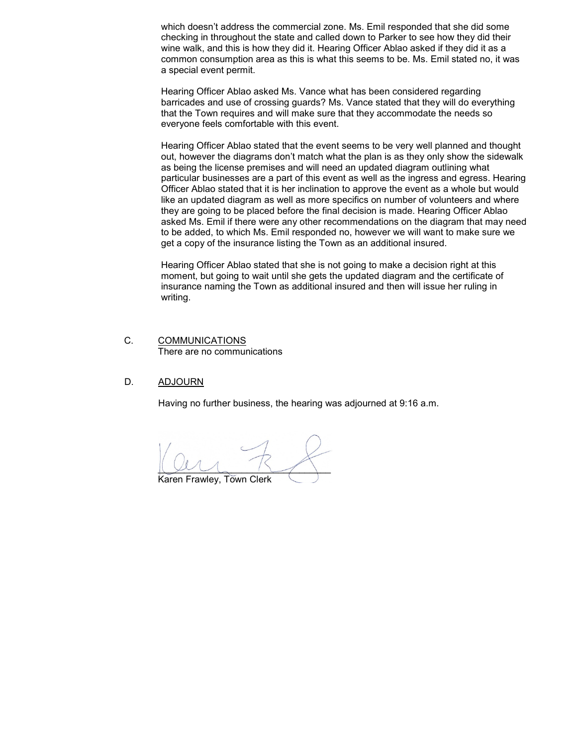which doesn't address the commercial zone. Ms. Emil responded that she did some checking in throughout the state and called down to Parker to see how they did their wine walk, and this is how they did it. Hearing Officer Ablao asked if they did it as a common consumption area as this is what this seems to be. Ms. Emil stated no, it was a special event permit.

Hearing Officer Ablao asked Ms. Vance what has been considered regarding barricades and use of crossing guards? Ms. Vance stated that they will do everything that the Town requires and will make sure that they accommodate the needs so everyone feels comfortable with this event.

Hearing Officer Ablao stated that the event seems to be very well planned and thought out, however the diagrams don't match what the plan is as they only show the sidewalk as being the license premises and will need an updated diagram outlining what particular businesses are a part of this event as well as the ingress and egress. Hearing Officer Ablao stated that it is her inclination to approve the event as a whole but would like an updated diagram as well as more specifics on number of volunteers and where they are going to be placed before the final decision is made. Hearing Officer Ablao asked Ms. Emil if there were any other recommendations on the diagram that may need to be added, to which Ms. Emil responded no, however we will want to make sure we get a copy of the insurance listing the Town as an additional insured.

Hearing Officer Ablao stated that she is not going to make a decision right at this moment, but going to wait until she gets the updated diagram and the certificate of insurance naming the Town as additional insured and then will issue her ruling in writing.

C. COMMUNICATIONS

There are no communications

D. ADJOURN

Having no further business, the hearing was adjourned at 9:16 a.m.

Karen Frawley, Town Clerk